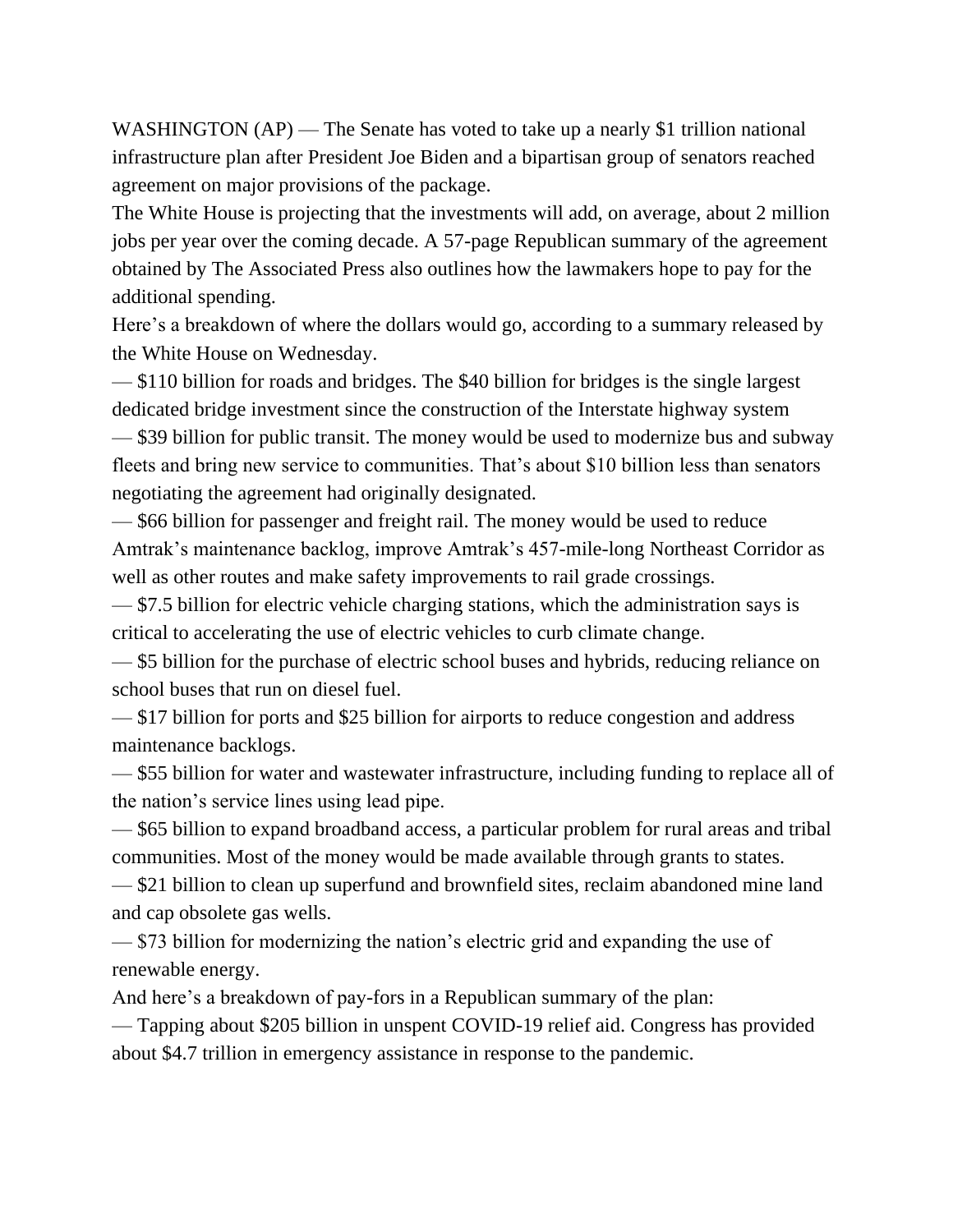WASHINGTON (AP) — The Senate has voted to take up a nearly $1 trillion national infrastructure plan after President Joe Biden and a bipartisan group of senators reached agreement on major provisions of the package.

The White House is projecting that the investments will add, on average, about 2 million jobs per year over the coming decade. A 57-page Republican summary of the agreement obtained by The Associated Press also outlines how the lawmakers hope to pay for the additional spending.

Here's a breakdown of where the dollars would go, according to a summary released by the White House on Wednesday.

— $110 billion for roads and bridges. The $40 billion for bridges is the single largest dedicated bridge investment since the construction of the Interstate highway system

— $39 billion for public transit. The money would be used to modernize bus and subway fleets and bring new service to communities. That's about $10 billion less than senators negotiating the agreement had originally designated.

— $66 billion for passenger and freight rail. The money would be used to reduce Amtrak's maintenance backlog, improve Amtrak's 457-mile-long Northeast Corridor as well as other routes and make safety improvements to rail grade crossings.

— $7.5 billion for electric vehicle charging stations, which the administration says is critical to accelerating the use of electric vehicles to curb climate change.

— $5 billion for the purchase of electric school buses and hybrids, reducing reliance on school buses that run on diesel fuel.

— $17 billion for ports and $25 billion for airports to reduce congestion and address maintenance backlogs.

— $55 billion for water and wastewater infrastructure, including funding to replace all of the nation's service lines using lead pipe.

— $65 billion to expand broadband access, a particular problem for rural areas and tribal communities. Most of the money would be made available through grants to states.

— $21 billion to clean up superfund and brownfield sites, reclaim abandoned mine land and cap obsolete gas wells.

— $73 billion for modernizing the nation's electric grid and expanding the use of renewable energy.

And here's a breakdown of pay-fors in a Republican summary of the plan:

— Tapping about $205 billion in unspent COVID-19 relief aid. Congress has provided about $4.7 trillion in emergency assistance in response to the pandemic.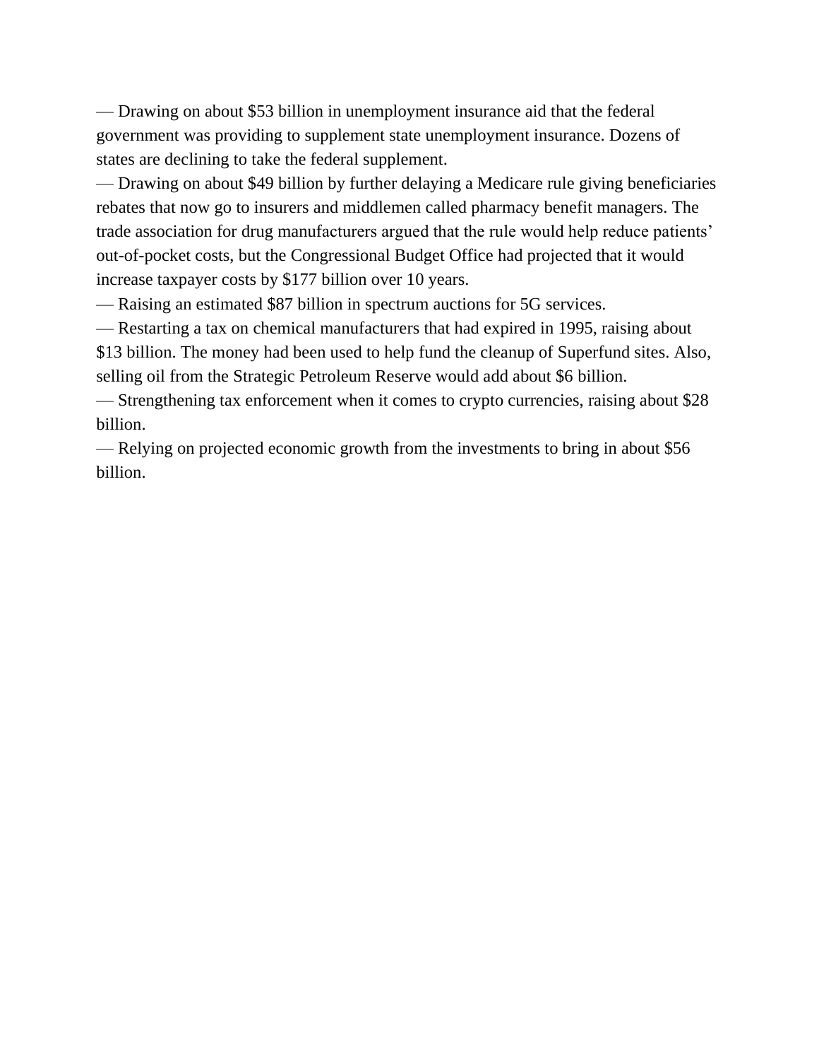— Drawing on about $53 billion in unemployment insurance aid that the federal government was providing to supplement state unemployment insurance. Dozens of states are declining to take the federal supplement.

— Drawing on about $49 billion by further delaying a Medicare rule giving beneficiaries rebates that now go to insurers and middlemen called pharmacy benefit managers. The trade association for drug manufacturers argued that the rule would help reduce patients' out-of-pocket costs, but the Congressional Budget Office had projected that it would increase taxpayer costs by $177 billion over 10 years.

— Raising an estimated $87 billion in spectrum auctions for 5G services.

— Restarting a tax on chemical manufacturers that had expired in 1995, raising about $13 billion. The money had been used to help fund the cleanup of Superfund sites. Also, selling oil from the Strategic Petroleum Reserve would add about $6 billion.

— Strengthening tax enforcement when it comes to crypto currencies, raising about $28 billion.

— Relying on projected economic growth from the investments to bring in about $56 billion.